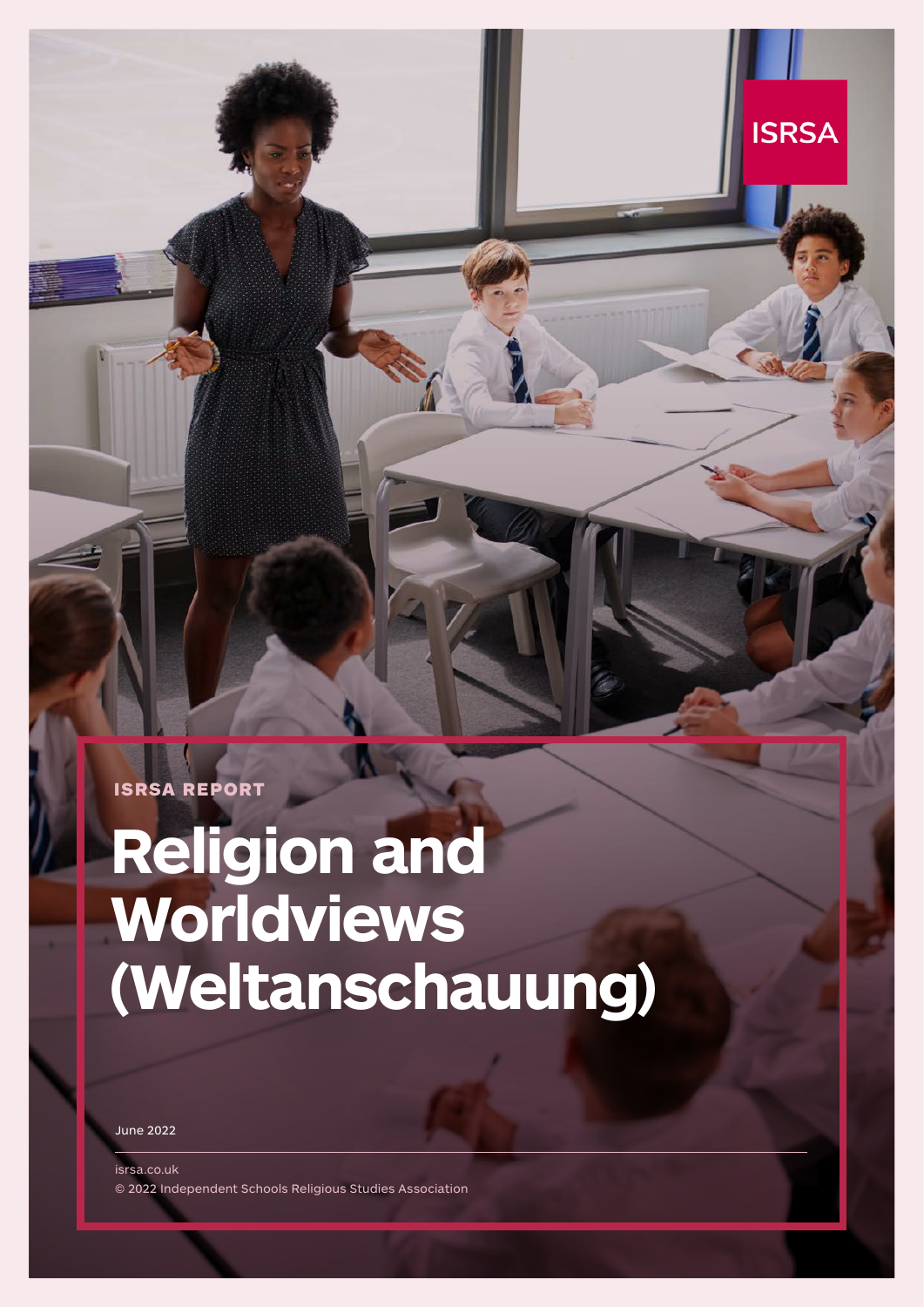ISRSA

ISRSA REPORT

# Religion and Worldviews (Weltanschauung)

June 2022

isrsa.co.uk

© 2022 Independent Schools Religious Studies Association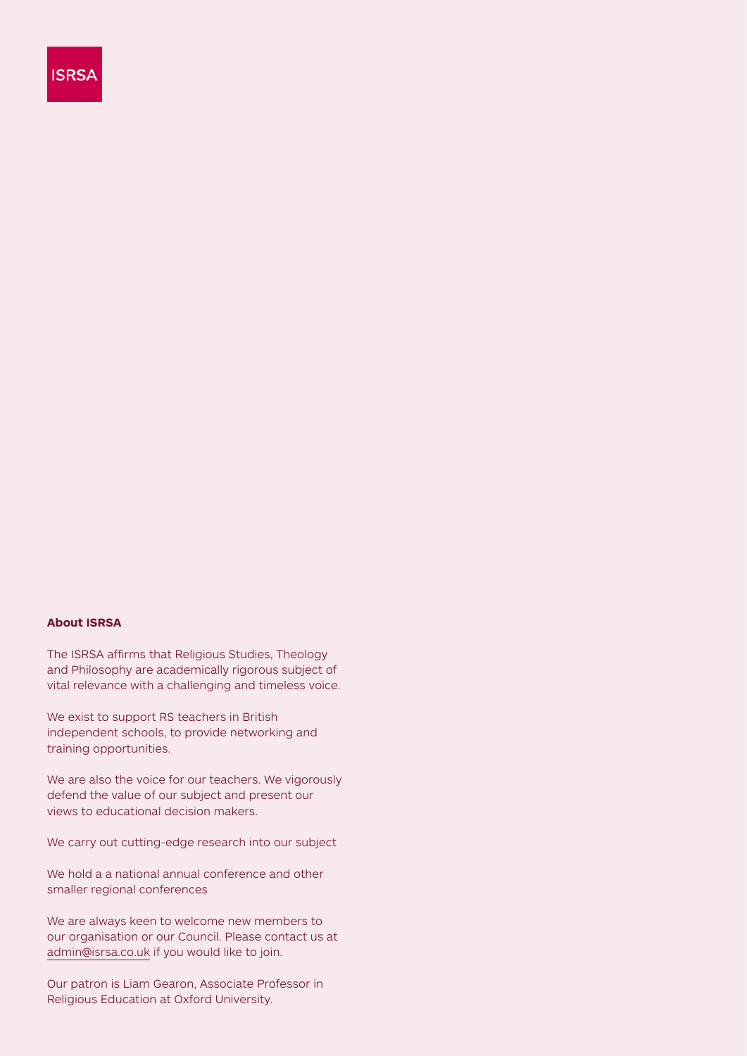ISRSA

**About ISRSA**

The ISRSA affirms that Religious Studies, Theology and Philosophy are academically rigorous subject of vital relevance with a challenging and timeless voice.

We exist to support RS teachers in British independent schools, to provide networking and training opportunities.

We are also the voice for our teachers. We vigorously defend the value of our subject and present our views to educational decision makers.

We carry out cutting-edge research into our subject

We hold a a national annual conference and other smaller regional conferences

We are always keen to welcome new members to our organisation or our Council. Please contact us at admin@isrsa.co.uk if you would like to join.

Our patron is Liam Gearon, Associate Professor in Religious Education at Oxford University.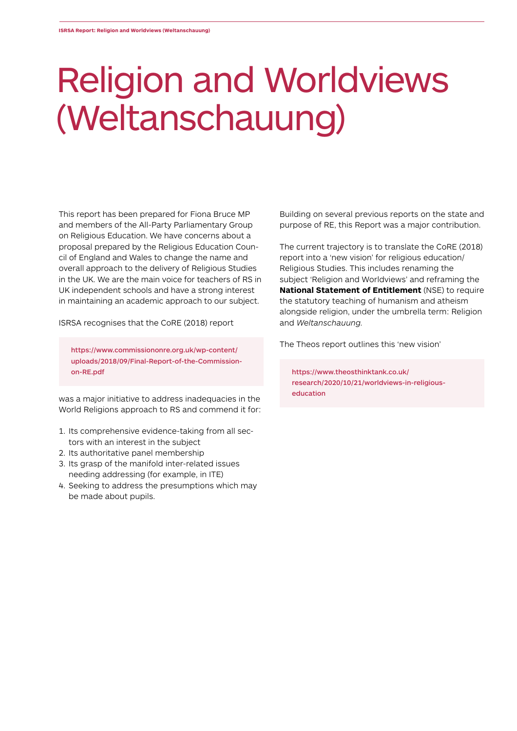# Religion and Worldviews (Weltanschauung)

This report has been prepared for Fiona Bruce MP and members of the All-Party Parliamentary Group on Religious Education. We have concerns about a proposal prepared by the Religious Education Council of England and Wales to change the name and overall approach to the delivery of Religious Studies in the UK. We are the main voice for teachers of RS in UK independent schools and have a strong interest in maintaining an academic approach to our subject.

ISRSA recognises that the CoRE (2018) report

> https://www.commissiononre.org.uk/wp-content/uploads/2018/09/Final-Report-of-the-Commission-on-RE.pdf

was a major initiative to address inadequacies in the World Religions approach to RS and commend it for:

1. Its comprehensive evidence-taking from all sectors with an interest in the subject
2. Its authoritative panel membership
3. Its grasp of the manifold inter-related issues needing addressing (for example, in ITE)
4. Seeking to address the presumptions which may be made about pupils.

Building on several previous reports on the state and purpose of RE, this Report was a major contribution.

The current trajectory is to translate the CoRE (2018) report into a 'new vision' for religious education/ Religious Studies. This includes renaming the subject 'Religion and Worldviews' and reframing the **National Statement of Entitlement** (NSE) to require the statutory teaching of humanism and atheism alongside religion, under the umbrella term: Religion and *Weltanschauung.*

The Theos report outlines this 'new vision'

> https://www.theosthinktank.co.uk/research/2020/10/21/worldviews-in-religious-education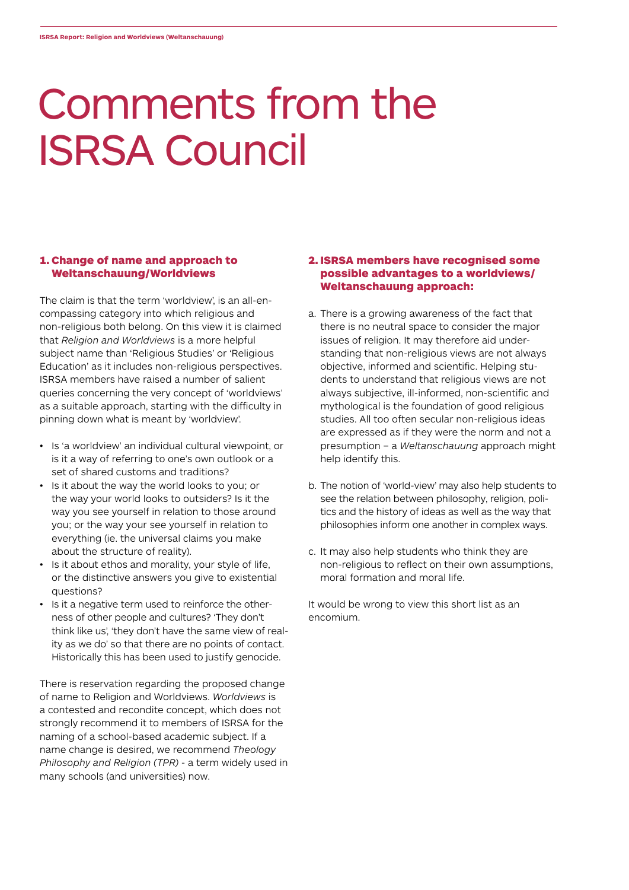# Comments from the ISRSA Council

### 1. Change of name and approach to Weltanschauung/Worldviews

The claim is that the term 'worldview', is an all-encompassing category into which religious and non-religious both belong. On this view it is claimed that *Religion and Worldviews* is a more helpful subject name than 'Religious Studies' or 'Religious Education' as it includes non-religious perspectives. ISRSA members have raised a number of salient queries concerning the very concept of 'worldviews' as a suitable approach, starting with the difficulty in pinning down what is meant by 'worldview'.

- Is 'a worldview' an individual cultural viewpoint, or is it a way of referring to one's own outlook or a set of shared customs and traditions?
- Is it about the way the world looks to you; or the way your world looks to outsiders? Is it the way you see yourself in relation to those around you; or the way your see yourself in relation to everything (ie. the universal claims you make about the structure of reality).
- Is it about ethos and morality, your style of life, or the distinctive answers you give to existential questions?
- Is it a negative term used to reinforce the otherness of other people and cultures? 'They don't think like us', 'they don't have the same view of reality as we do' so that there are no points of contact. Historically this has been used to justify genocide.

There is reservation regarding the proposed change of name to Religion and Worldviews. *Worldviews* is a contested and recondite concept, which does not strongly recommend it to members of ISRSA for the naming of a school-based academic subject. If a name change is desired, we recommend *Theology Philosophy and Religion (TPR)* - a term widely used in many schools (and universities) now.

### 2. ISRSA members have recognised some possible advantages to a worldviews/ Weltanschauung approach:

a. There is a growing awareness of the fact that there is no neutral space to consider the major issues of religion. It may therefore aid understanding that non-religious views are not always objective, informed and scientific. Helping students to understand that religious views are not always subjective, ill-informed, non-scientific and mythological is the foundation of good religious studies. All too often secular non-religious ideas are expressed as if they were the norm and not a presumption – a *Weltanschauung* approach might help identify this.

b. The notion of 'world-view' may also help students to see the relation between philosophy, religion, politics and the history of ideas as well as the way that philosophies inform one another in complex ways.

c. It may also help students who think they are non-religious to reflect on their own assumptions, moral formation and moral life.

It would be wrong to view this short list as an encomium.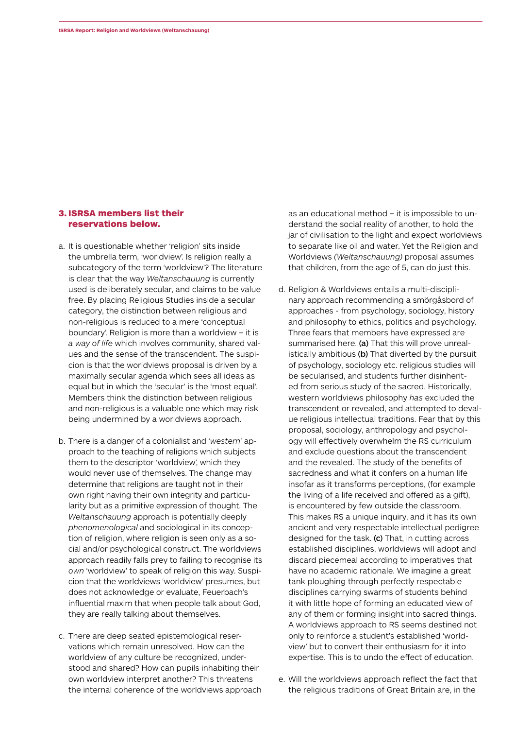### 3. ISRSA members list their reservations below.

a. It is questionable whether 'religion' sits inside the umbrella term, 'worldview'. Is religion really a subcategory of the term 'worldview'? The literature is clear that the way *Weltanschauung* is currently used is deliberately secular, and claims to be value free. By placing Religious Studies inside a secular category, the distinction between religious and non-religious is reduced to a mere 'conceptual boundary'. Religion is more than a worldview – it is *a way of life* which involves community, shared values and the sense of the transcendent. The suspicion is that the worldviews proposal is driven by a maximally secular agenda which sees all ideas as equal but in which the 'secular' is the 'most equal'. Members think the distinction between religious and non-religious is a valuable one which may risk being undermined by a worldviews approach.

b. There is a danger of a colonialist and '*western*' approach to the teaching of religions which subjects them to the descriptor 'worldview', which they would never use of themselves. The change may determine that religions are taught not in their own right having their own integrity and particularity but as a primitive expression of thought. The *Weltanschauung* approach is potentially deeply *phenomenological* and sociological in its conception of religion, where religion is seen only as a social and/or psychological construct. The worldviews approach readily falls prey to failing to recognise its *own* 'worldview' to speak of religion this way. Suspicion that the worldviews 'worldview' presumes, but does not acknowledge or evaluate, Feuerbach's influential maxim that when people talk about God, they are really talking about themselves.

c. There are deep seated epistemological reservations which remain unresolved. How can the worldview of any culture be recognized, understood and shared? How can pupils inhabiting their own worldview interpret another? This threatens the internal coherence of the worldviews approach as an educational method – it is impossible to understand the social reality of another, to hold the jar of civilisation to the light and expect worldviews to separate like oil and water. Yet the Religion and Worldviews *(Weltanschauung)* proposal assumes that children, from the age of 5, can do just this.

d. Religion & Worldviews entails a multi-disciplinary approach recommending a smörgåsbord of approaches - from psychology, sociology, history and philosophy to ethics, politics and psychology. Three fears that members have expressed are summarised here. **(a)** That this will prove unrealistically ambitious **(b)** That diverted by the pursuit of psychology, sociology etc. religious studies will be secularised, and students further disinherited from serious study of the sacred. Historically, western worldviews philosophy *has* excluded the transcendent or revealed, and attempted to devalue religious intellectual traditions. Fear that by this proposal, sociology, anthropology and psychology will effectively overwhelm the RS curriculum and exclude questions about the transcendent and the revealed. The study of the benefits of sacredness and what it confers on a human life insofar as it transforms perceptions, (for example the living of a life received and offered as a gift), is encountered by few outside the classroom. This makes RS a unique inquiry, and it has its own ancient and very respectable intellectual pedigree designed for the task. **(c)** That, in cutting across established disciplines, worldviews will adopt and discard piecemeal according to imperatives that have no academic rationale. We imagine a great tank ploughing through perfectly respectable disciplines carrying swarms of students behind it with little hope of forming an educated view of any of them or forming insight into sacred things. A worldviews approach to RS seems destined not only to reinforce a student's established 'worldview' but to convert their enthusiasm for it into expertise. This is to undo the effect of education.

e. Will the worldviews approach reflect the fact that the religious traditions of Great Britain are, in the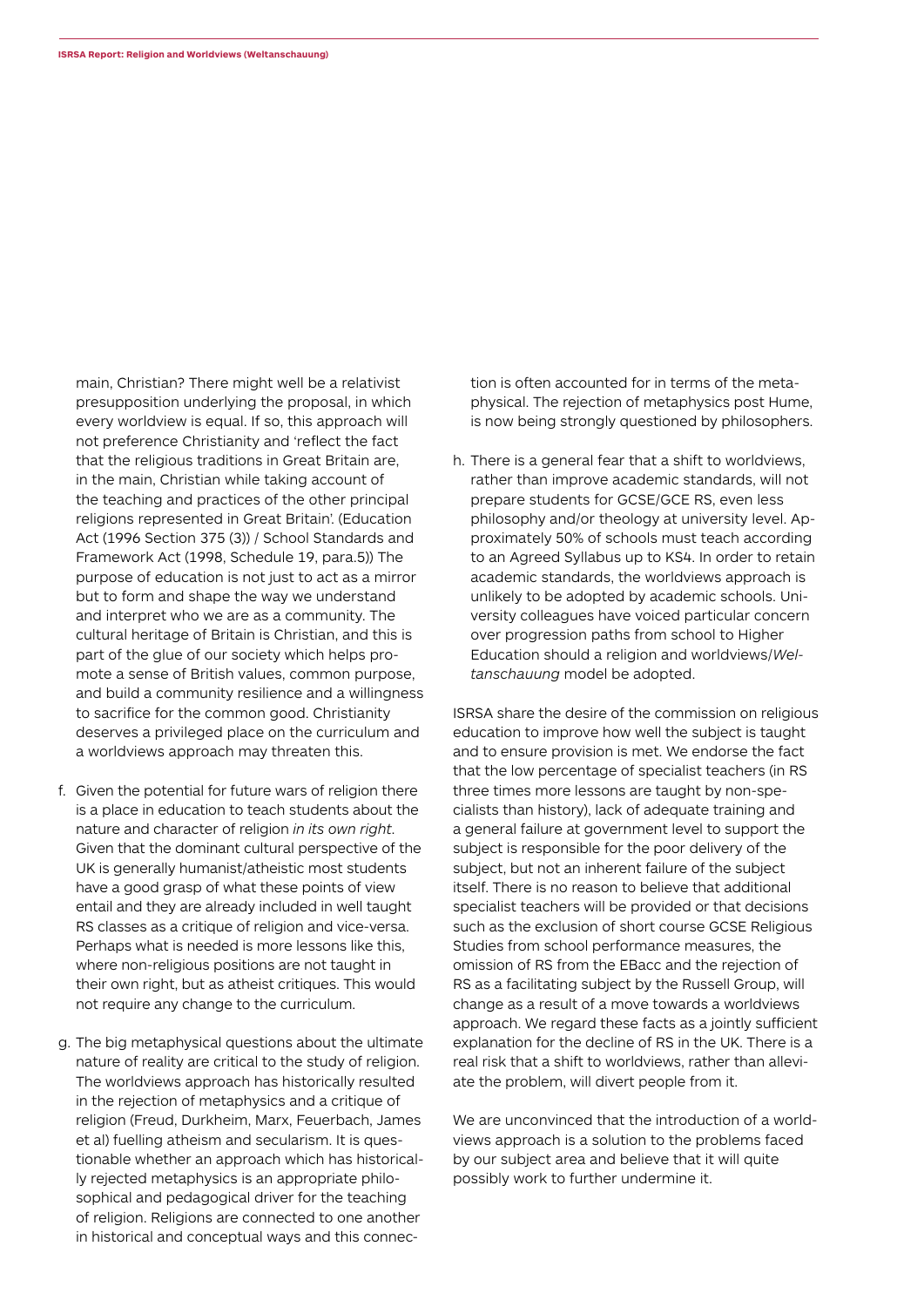main, Christian? There might well be a relativist presupposition underlying the proposal, in which every worldview is equal. If so, this approach will not preference Christianity and 'reflect the fact that the religious traditions in Great Britain are, in the main, Christian while taking account of the teaching and practices of the other principal religions represented in Great Britain'. (Education Act (1996 Section 375 (3)) / School Standards and Framework Act (1998, Schedule 19, para.5)) The purpose of education is not just to act as a mirror but to form and shape the way we understand and interpret who we are as a community. The cultural heritage of Britain is Christian, and this is part of the glue of our society which helps promote a sense of British values, common purpose, and build a community resilience and a willingness to sacrifice for the common good. Christianity deserves a privileged place on the curriculum and a worldviews approach may threaten this.

f. Given the potential for future wars of religion there is a place in education to teach students about the nature and character of religion *in its own right*. Given that the dominant cultural perspective of the UK is generally humanist/atheistic most students have a good grasp of what these points of view entail and they are already included in well taught RS classes as a critique of religion and vice-versa. Perhaps what is needed is more lessons like this, where non-religious positions are not taught in their own right, but as atheist critiques. This would not require any change to the curriculum.

g. The big metaphysical questions about the ultimate nature of reality are critical to the study of religion. The worldviews approach has historically resulted in the rejection of metaphysics and a critique of religion (Freud, Durkheim, Marx, Feuerbach, James et al) fuelling atheism and secularism. It is questionable whether an approach which has historically rejected metaphysics is an appropriate philosophical and pedagogical driver for the teaching of religion. Religions are connected to one another in historical and conceptual ways and this connection is often accounted for in terms of the metaphysical. The rejection of metaphysics post Hume, is now being strongly questioned by philosophers.

h. There is a general fear that a shift to worldviews, rather than improve academic standards, will not prepare students for GCSE/GCE RS, even less philosophy and/or theology at university level. Approximately 50% of schools must teach according to an Agreed Syllabus up to KS4. In order to retain academic standards, the worldviews approach is unlikely to be adopted by academic schools. University colleagues have voiced particular concern over progression paths from school to Higher Education should a religion and worldviews/*Weltanschauung* model be adopted.

ISRSA share the desire of the commission on religious education to improve how well the subject is taught and to ensure provision is met. We endorse the fact that the low percentage of specialist teachers (in RS three times more lessons are taught by non-specialists than history), lack of adequate training and a general failure at government level to support the subject is responsible for the poor delivery of the subject, but not an inherent failure of the subject itself. There is no reason to believe that additional specialist teachers will be provided or that decisions such as the exclusion of short course GCSE Religious Studies from school performance measures, the omission of RS from the EBacc and the rejection of RS as a facilitating subject by the Russell Group, will change as a result of a move towards a worldviews approach. We regard these facts as a jointly sufficient explanation for the decline of RS in the UK. There is a real risk that a shift to worldviews, rather than alleviate the problem, will divert people from it.

We are unconvinced that the introduction of a worldviews approach is a solution to the problems faced by our subject area and believe that it will quite possibly work to further undermine it.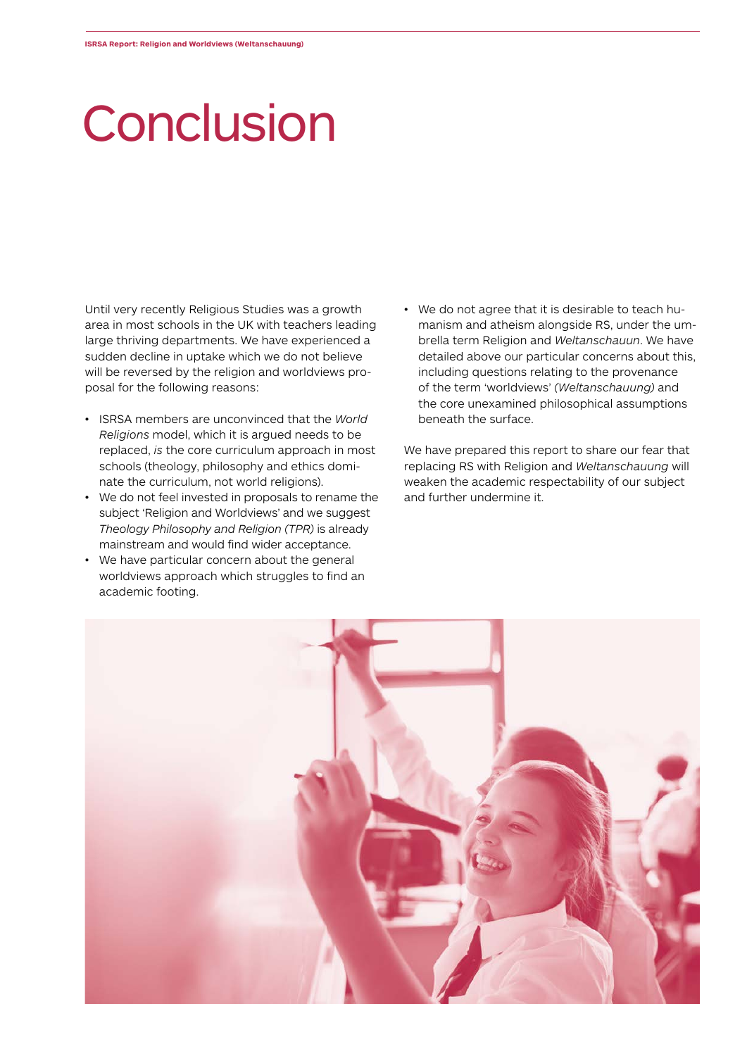# Conclusion

Until very recently Religious Studies was a growth area in most schools in the UK with teachers leading large thriving departments. We have experienced a sudden decline in uptake which we do not believe will be reversed by the religion and worldviews proposal for the following reasons:

- ISRSA members are unconvinced that the *World Religions* model, which it is argued needs to be replaced, *is* the core curriculum approach in most schools (theology, philosophy and ethics dominate the curriculum, not world religions).
- We do not feel invested in proposals to rename the subject 'Religion and Worldviews' and we suggest *Theology Philosophy and Religion (TPR)* is already mainstream and would find wider acceptance.
- We have particular concern about the general worldviews approach which struggles to find an academic footing.
- We do not agree that it is desirable to teach humanism and atheism alongside RS, under the umbrella term Religion and *Weltanschauun*. We have detailed above our particular concerns about this, including questions relating to the provenance of the term 'worldviews' *(Weltanschauung)* and the core unexamined philosophical assumptions beneath the surface.

We have prepared this report to share our fear that replacing RS with Religion and *Weltanschauung* will weaken the academic respectability of our subject and further undermine it.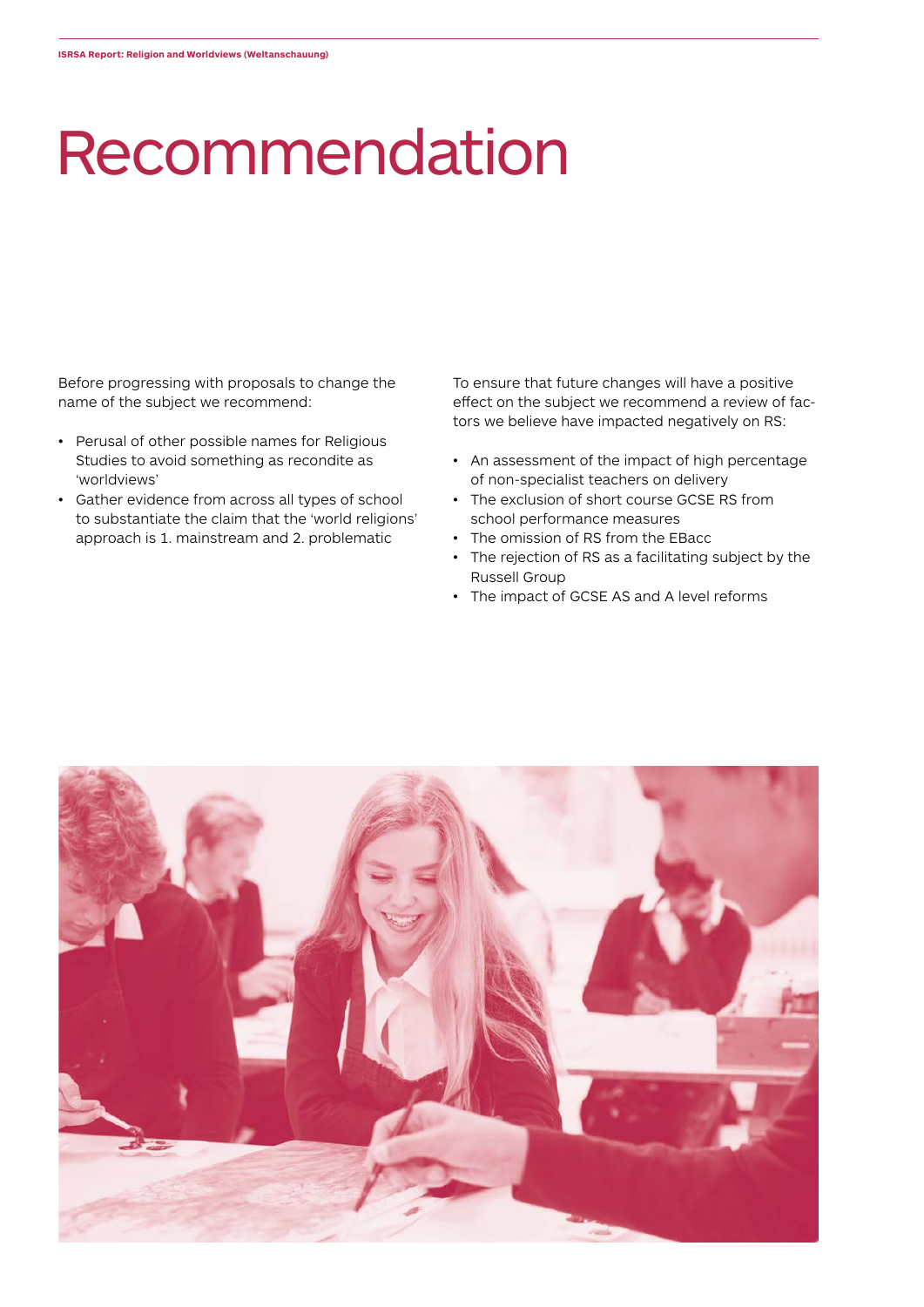# Recommendation

Before progressing with proposals to change the name of the subject we recommend:

- Perusal of other possible names for Religious Studies to avoid something as recondite as 'worldviews'
- Gather evidence from across all types of school to substantiate the claim that the 'world religions' approach is 1. mainstream and 2. problematic

To ensure that future changes will have a positive effect on the subject we recommend a review of factors we believe have impacted negatively on RS:

- An assessment of the impact of high percentage of non-specialist teachers on delivery
- The exclusion of short course GCSE RS from school performance measures
- The omission of RS from the EBacc
- The rejection of RS as a facilitating subject by the Russell Group
- The impact of GCSE AS and A level reforms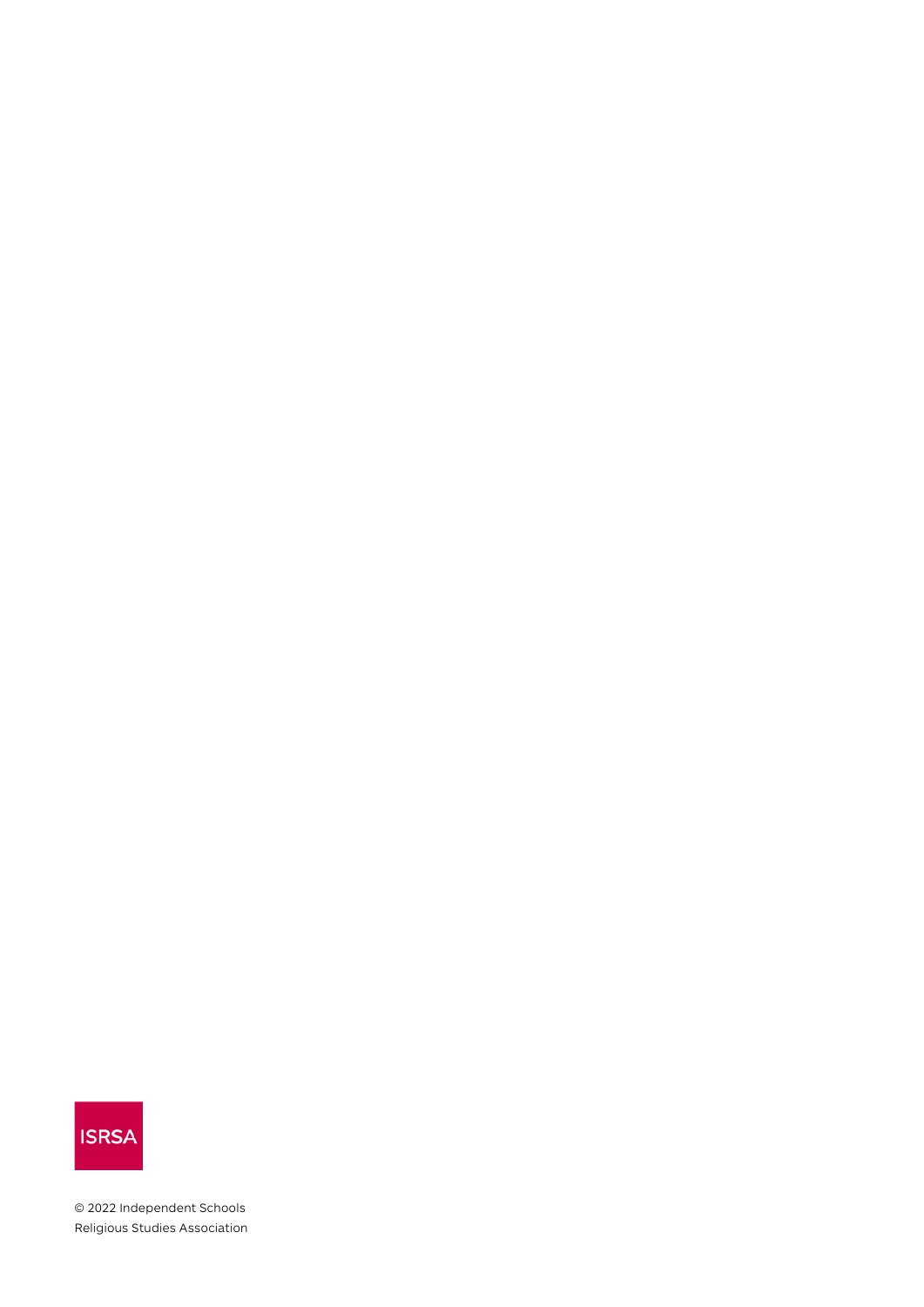ISRSA

© 2022 Independent Schools Religious Studies Association